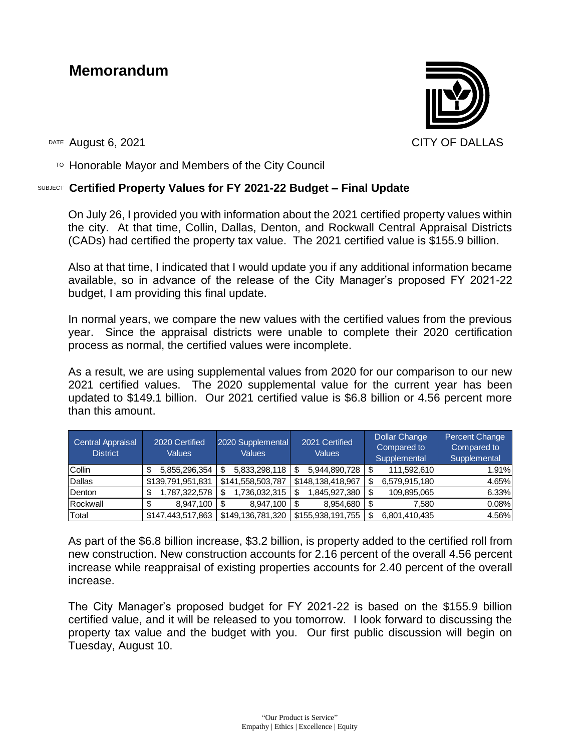# Memorandum

CITY OF DALLAS

DATE August 6, 2021

TO Honorable Mayor and Members of the City Council

SUBJECT **Certified Property Values for FY 2021-22 Budget – Final Update**

On July 26, I provided you with information about the 2021 certified property values within the city. At that time, Collin, Dallas, Denton, and Rockwall Central Appraisal Districts (CADs) had certified the property tax value. The 2021 certified value is $155.9 billion.

Also at that time, I indicated that I would update you if any additional information became available, so in advance of the release of the City Manager's proposed FY 2021-22 budget, I am providing this final update.

In normal years, we compare the new values with the certified values from the previous year. Since the appraisal districts were unable to complete their 2020 certification process as normal, the certified values were incomplete.

As a result, we are using supplemental values from 2020 for our comparison to our new 2021 certified values. The 2020 supplemental value for the current year has been updated to $149.1 billion. Our 2021 certified value is $6.8 billion or 4.56 percent more than this amount.

| Central Appraisal District | 2020 Certified Values | 2020 Supplemental Values | 2021 Certified Values | Dollar Change Compared to Supplemental | Percent Change Compared to Supplemental |
|---|---|---|---|---|---|
| Collin | $ 5,855,296,354 | $ 5,833,298,118 | $ 5,944,890,728 | $ 111,592,610 | 1.91% |
| Dallas | $139,791,951,831 | $141,558,503,787 | $148,138,418,967 | $ 6,579,915,180 | 4.65% |
| Denton | $ 1,787,322,578 | $ 1,736,032,315 | $ 1,845,927,380 | $ 109,895,065 | 6.33% |
| Rockwall | $ 8,947,100 | $ 8,947,100 | $ 8,954,680 | $ 7,580 | 0.08% |
| Total | $147,443,517,863 | $149,136,781,320 | $155,938,191,755 | $ 6,801,410,435 | 4.56% |

As part of the $6.8 billion increase, $3.2 billion, is property added to the certified roll from new construction. New construction accounts for 2.16 percent of the overall 4.56 percent increase while reappraisal of existing properties accounts for 2.40 percent of the overall increase.

The City Manager's proposed budget for FY 2021-22 is based on the $155.9 billion certified value, and it will be released to you tomorrow. I look forward to discussing the property tax value and the budget with you. Our first public discussion will begin on Tuesday, August 10.

"Our Product is Service"
Empathy | Ethics | Excellence | Equity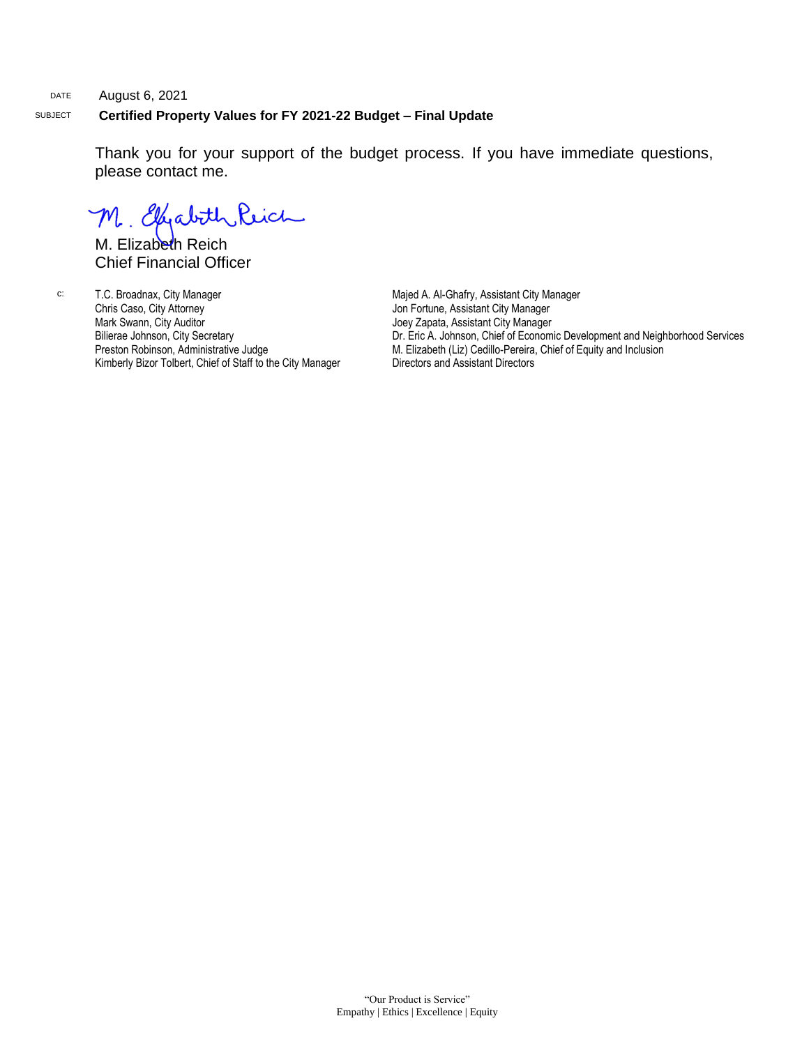DATE August 6, 2021

SUBJECT **Certified Property Values for FY 2021-22 Budget – Final Update**

Thank you for your support of the budget process. If you have immediate questions, please contact me.

M. Elizabeth Reich
Chief Financial Officer

c:
T.C. Broadnax, City Manager
Chris Caso, City Attorney
Mark Swann, City Auditor
Bilierae Johnson, City Secretary
Preston Robinson, Administrative Judge
Kimberly Bizor Tolbert, Chief of Staff to the City Manager
Majed A. Al-Ghafry, Assistant City Manager
Jon Fortune, Assistant City Manager
Joey Zapata, Assistant City Manager
Dr. Eric A. Johnson, Chief of Economic Development and Neighborhood Services
M. Elizabeth (Liz) Cedillo-Pereira, Chief of Equity and Inclusion
Directors and Assistant Directors

"Our Product is Service"
Empathy | Ethics | Excellence | Equity